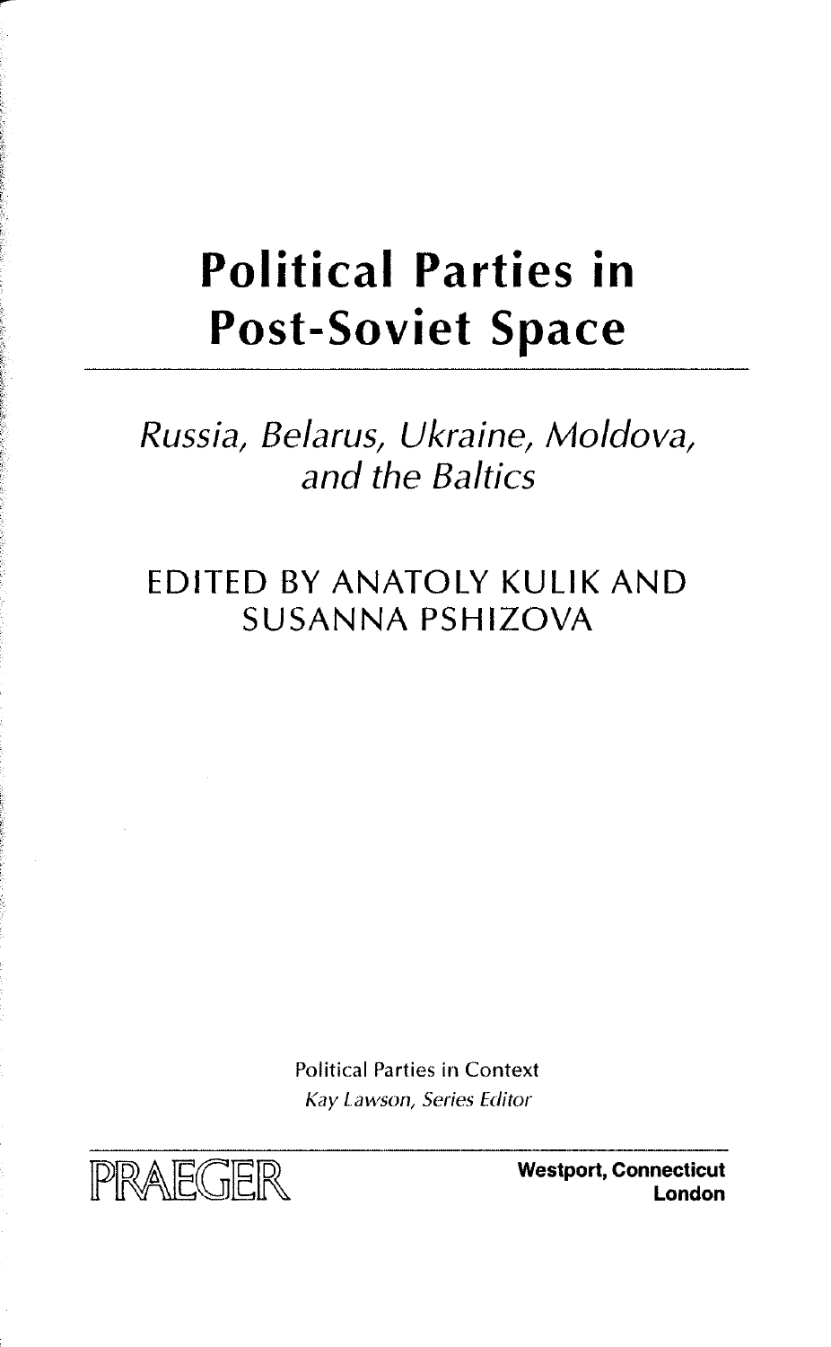# Political Parties in Post-Soviet Space

## *Russia, Belarus, Ukraine, Moldova, and the Baltics*

EDITED BY ANATOLY KULIK AND SUSANNA PSHIZOVA

Political Parties in Context

*Kay Lawson, Series Editor*

PRAEGER

**Westport, Connecticut**
**London**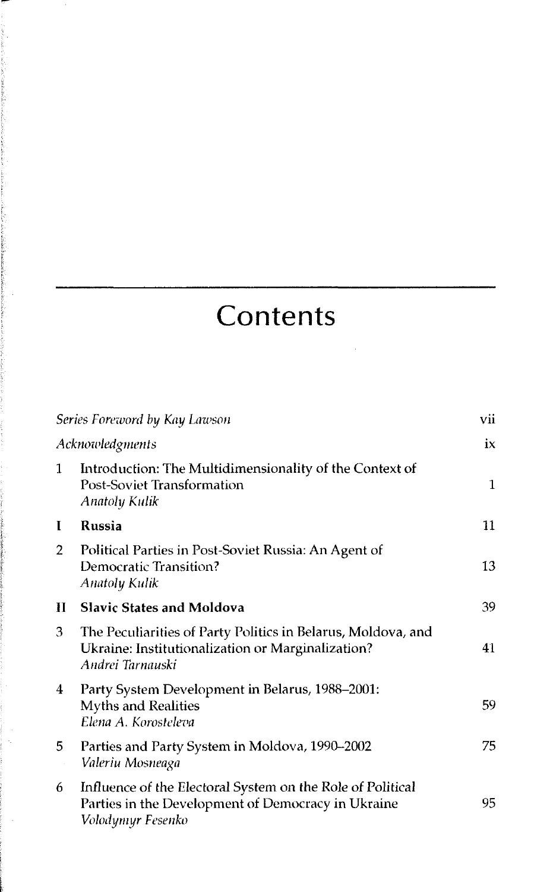# Contents

| | | |
|---|---|---|
| *Series Foreword by Kay Lawson* | | vii |
| *Acknowledgments* | | ix |
| 1 | Introduction: The Multidimensionality of the Context of Post-Soviet Transformation<br>*Anatoly Kulik* | 1 |
| **I** | **Russia** | 11 |
| 2 | Political Parties in Post-Soviet Russia: An Agent of Democratic Transition?<br>*Anatoly Kulik* | 13 |
| **II** | **Slavic States and Moldova** | 39 |
| 3 | The Peculiarities of Party Politics in Belarus, Moldova, and Ukraine: Institutionalization or Marginalization?<br>*Andrei Tarnauski* | 41 |
| 4 | Party System Development in Belarus, 1988–2001: Myths and Realities<br>*Elena A. Korosteleva* | 59 |
| 5 | Parties and Party System in Moldova, 1990–2002<br>*Valeriu Mosneaga* | 75 |
| 6 | Influence of the Electoral System on the Role of Political Parties in the Development of Democracy in Ukraine<br>*Volodymyr Fesenko* | 95 |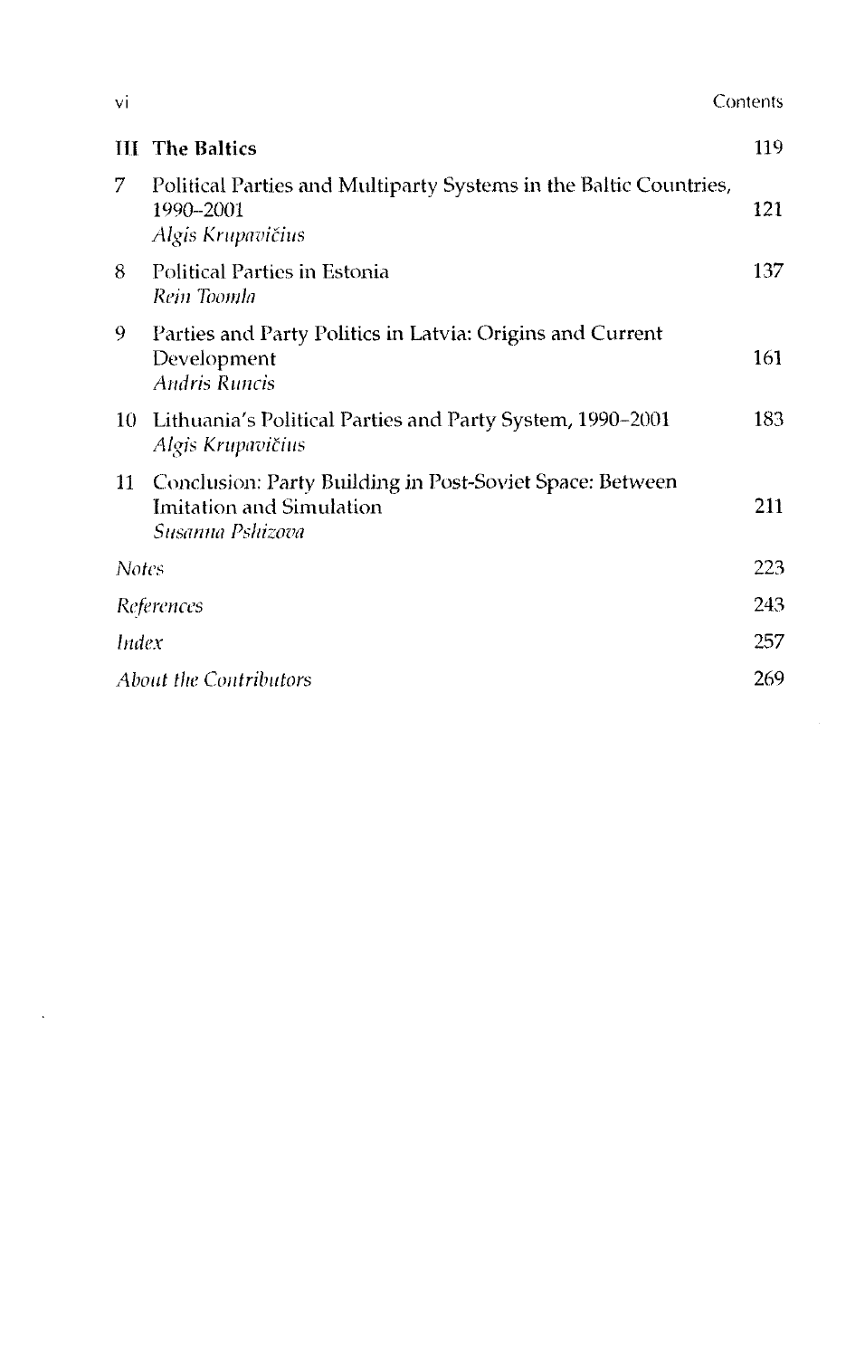| | | |
|---|---|---|
| **III** | **The Baltics** | 119 |
| 7 | Political Parties and Multiparty Systems in the Baltic Countries, 1990–2001<br>*Algis Krupavičius* | 121 |
| 8 | Political Parties in Estonia<br>*Rein Toomla* | 137 |
| 9 | Parties and Party Politics in Latvia: Origins and Current Development<br>*Andris Runcis* | 161 |
| 10 | Lithuania's Political Parties and Party System, 1990–2001<br>*Algis Krupavičius* | 183 |
| 11 | Conclusion: Party Building in Post-Soviet Space: Between Imitation and Simulation<br>*Susanna Pshizova* | 211 |
| *Notes* | | 223 |
| *References* | | 243 |
| *Index* | | 257 |
| *About the Contributors* | | 269 |